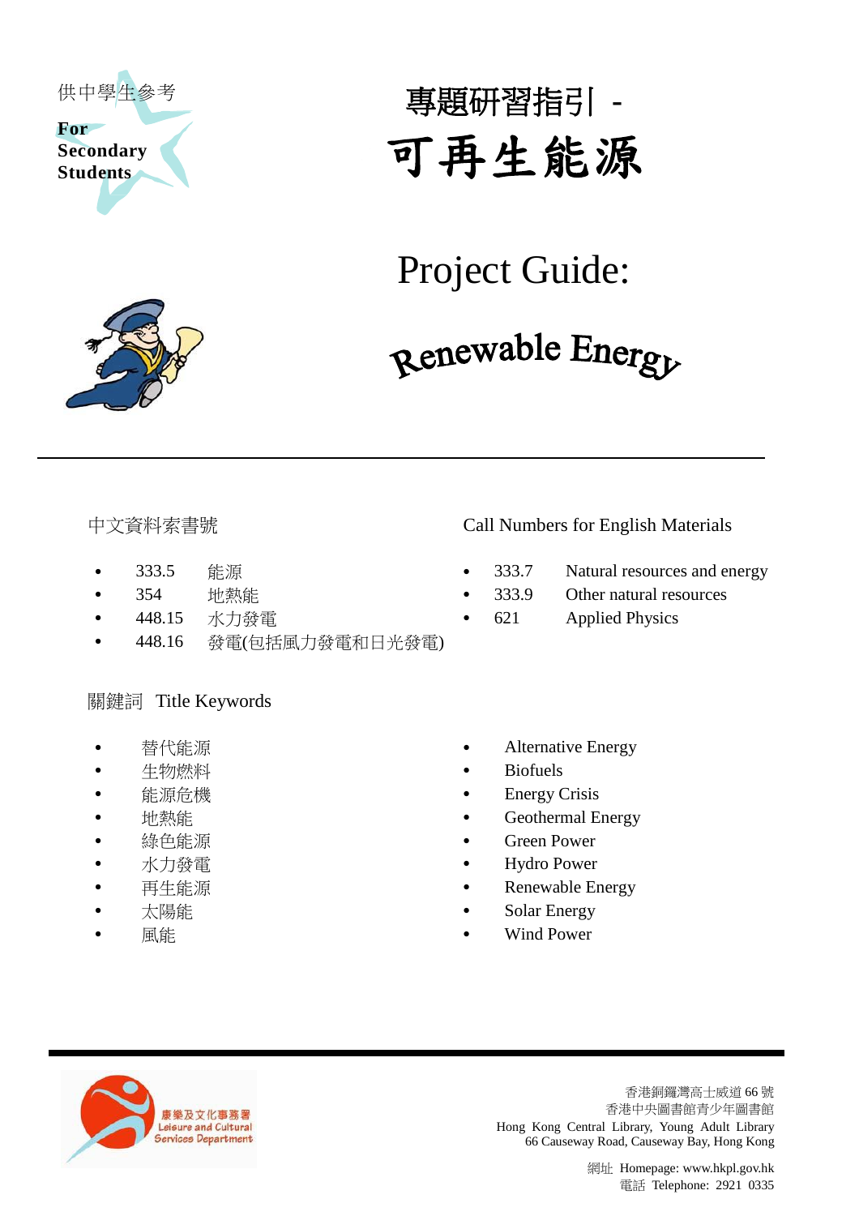供中學生參考

**For Secondary Students**

# 專題研習指引 - 可再生能源

# Project Guide: Renewable Energy

---

中文資料索書號

- 333.5　能源
- 354　地熱能
- 448.15　水力發電
- 448.16　發電(包括風力發電和日光發電)

Call Numbers for English Materials

- 333.7　Natural resources and energy
- 333.9　Other natural resources
- 621　Applied Physics

關鍵詞　Title Keywords

- 替代能源
- 生物燃料
- 能源危機
- 地熱能
- 綠色能源
- 水力發電
- 再生能源
- 太陽能
- 風能

- Alternative Energy
- Biofuels
- Energy Crisis
- Geothermal Energy
- Green Power
- Hydro Power
- Renewable Energy
- Solar Energy
- Wind Power

---

康樂及文化事務署
Leisure and Cultural Services Department

香港銅鑼灣高士威道 66 號
香港中央圖書館青少年圖書館
Hong Kong Central Library, Young Adult Library
66 Causeway Road, Causeway Bay, Hong Kong

網址 Homepage: www.hkpl.gov.hk
電話 Telephone: 2921 0335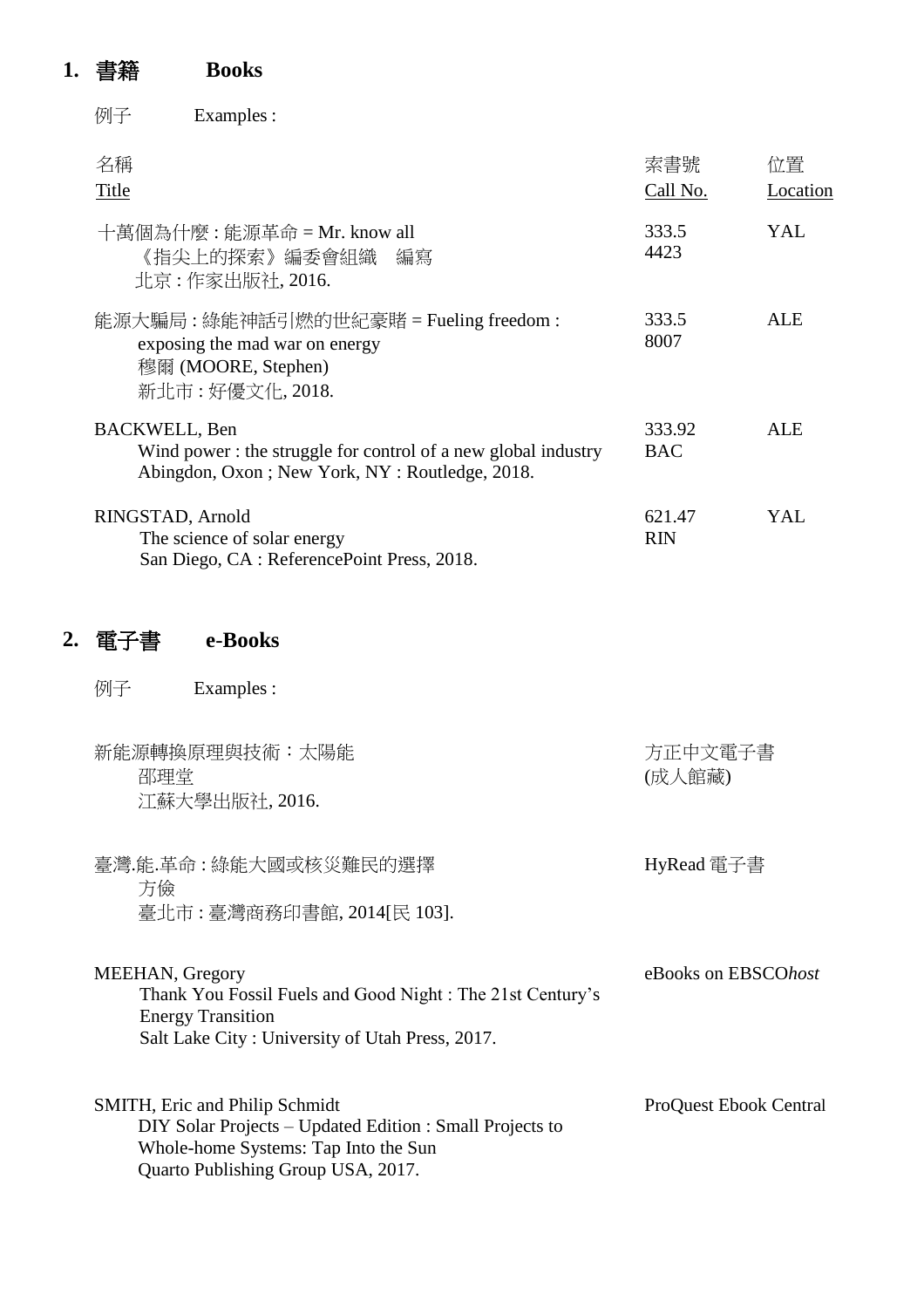## 1. 書籍 **Books**

例子 Examples :

| 名稱<br>Title | 索書號<br>Call No. | 位置<br>Location |
|---|---|---|
| 十萬個為什麼 : 能源革命 = Mr. know all<br>《指尖上的探索》編委會組織 編寫<br>北京 : 作家出版社, 2016. | 333.5<br>4423 | YAL |
| 能源大騙局 : 綠能神話引燃的世紀豪賭 = Fueling freedom : exposing the mad war on energy<br>穆爾 (MOORE, Stephen)<br>新北市 : 好優文化, 2018. | 333.5<br>8007 | ALE |
| BACKWELL, Ben<br>Wind power : the struggle for control of a new global industry<br>Abingdon, Oxon ; New York, NY : Routledge, 2018. | 333.92<br>BAC | ALE |
| RINGSTAD, Arnold<br>The science of solar energy<br>San Diego, CA : ReferencePoint Press, 2018. | 621.47<br>RIN | YAL |

## 2. 電子書 **e-Books**

例子 Examples :

| | |
|---|---|
| 新能源轉換原理與技術：太陽能<br>邵理堂<br>江蘇大學出版社, 2016. | 方正中文電子書<br>(成人館藏) |
| 臺灣.能.革命 : 綠能大國或核災難民的選擇<br>方儉<br>臺北市 : 臺灣商務印書館, 2014[民 103]. | HyRead 電子書 |
| MEEHAN, Gregory<br>Thank You Fossil Fuels and Good Night : The 21st Century's Energy Transition<br>Salt Lake City : University of Utah Press, 2017. | eBooks on EBSCO*host* |
| SMITH, Eric and Philip Schmidt<br>DIY Solar Projects – Updated Edition : Small Projects to Whole-home Systems: Tap Into the Sun<br>Quarto Publishing Group USA, 2017. | ProQuest Ebook Central |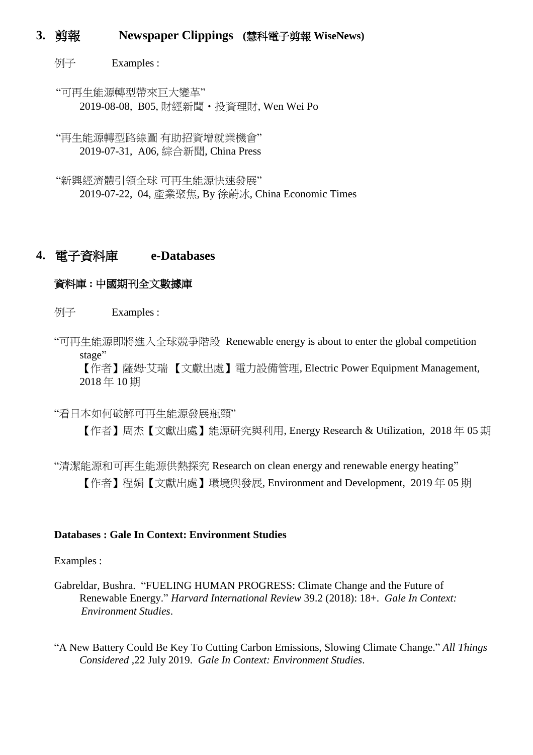## 3. 剪報 **Newspaper Clippings (慧科電子剪報 WiseNews)**

例子 Examples :

"可再生能源轉型帶來巨大變革"
2019-08-08, B05, 財經新聞・投資理財, Wen Wei Po

"再生能源轉型路線圖 有助招資增就業機會"
2019-07-31, A06, 綜合新聞, China Press

"新興經濟體引領全球 可再生能源快速發展"
2019-07-22, 04, 產業聚焦, By 徐蔚冰, China Economic Times

## 4. 電子資料庫 **e-Databases**

### 資料庫 : 中國期刊全文數據庫

例子 Examples :

"可再生能源即將進入全球競爭階段 Renewable energy is about to enter the global competition stage"
【作者】薩姆·艾瑞 【文獻出處】電力設備管理, Electric Power Equipment Management, 2018 年 10 期

"看日本如何破解可再生能源發展瓶頸"
【作者】周杰【文獻出處】能源研究與利用, Energy Research & Utilization, 2018 年 05 期

"清潔能源和可再生能源供熱探究 Research on clean energy and renewable energy heating"
【作者】程娟【文獻出處】環境與發展, Environment and Development, 2019 年 05 期

### Databases : Gale In Context: Environment Studies

Examples :

Gabreldar, Bushra. "FUELING HUMAN PROGRESS: Climate Change and the Future of Renewable Energy." *Harvard International Review* 39.2 (2018): 18+. *Gale In Context: Environment Studies*.

"A New Battery Could Be Key To Cutting Carbon Emissions, Slowing Climate Change." *All Things Considered* ,22 July 2019. *Gale In Context: Environment Studies*.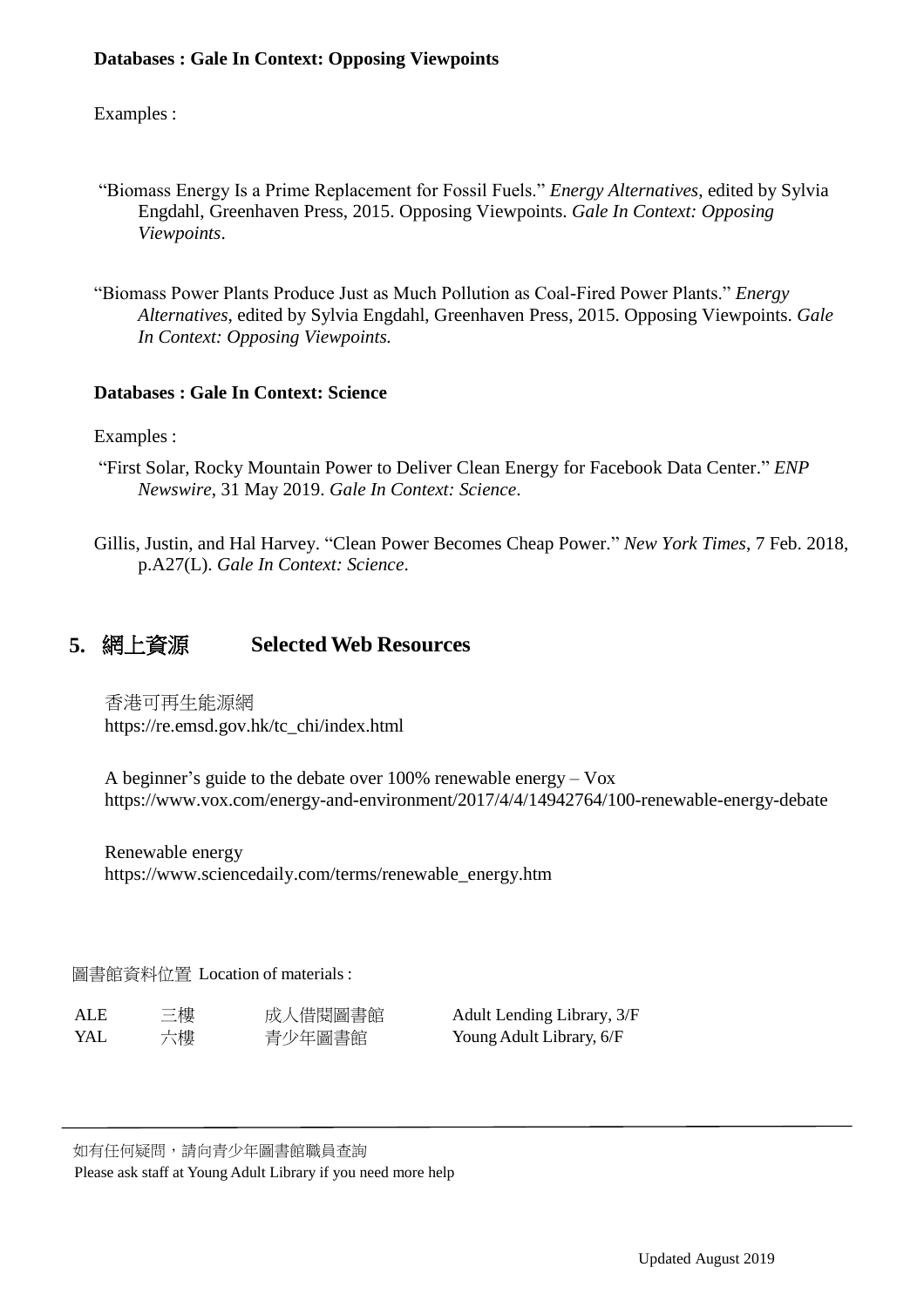**Databases : Gale In Context: Opposing Viewpoints**

Examples :

"Biomass Energy Is a Prime Replacement for Fossil Fuels." *Energy Alternatives*, edited by Sylvia Engdahl, Greenhaven Press, 2015. Opposing Viewpoints. *Gale In Context: Opposing Viewpoints*.

"Biomass Power Plants Produce Just as Much Pollution as Coal-Fired Power Plants." *Energy Alternatives*, edited by Sylvia Engdahl, Greenhaven Press, 2015. Opposing Viewpoints. *Gale In Context: Opposing Viewpoints.*

**Databases : Gale In Context: Science**

Examples :

"First Solar, Rocky Mountain Power to Deliver Clean Energy for Facebook Data Center." *ENP Newswire*, 31 May 2019. *Gale In Context: Science*.

Gillis, Justin, and Hal Harvey. "Clean Power Becomes Cheap Power." *New York Times*, 7 Feb. 2018, p.A27(L). *Gale In Context: Science*.

## 5. 網上資源　Selected Web Resources

香港可再生能源網
https://re.emsd.gov.hk/tc_chi/index.html

A beginner's guide to the debate over 100% renewable energy – Vox
https://www.vox.com/energy-and-environment/2017/4/4/14942764/100-renewable-energy-debate

Renewable energy
https://www.sciencedaily.com/terms/renewable_energy.htm

圖書館資料位置 Location of materials :

| | | | |
|---|---|---|---|
| ALE | 三樓 | 成人借閱圖書館 | Adult Lending Library, 3/F |
| YAL | 六樓 | 青少年圖書館 | Young Adult Library, 6/F |

---

如有任何疑問，請向青少年圖書館職員查詢
Please ask staff at Young Adult Library if you need more help

Updated August 2019